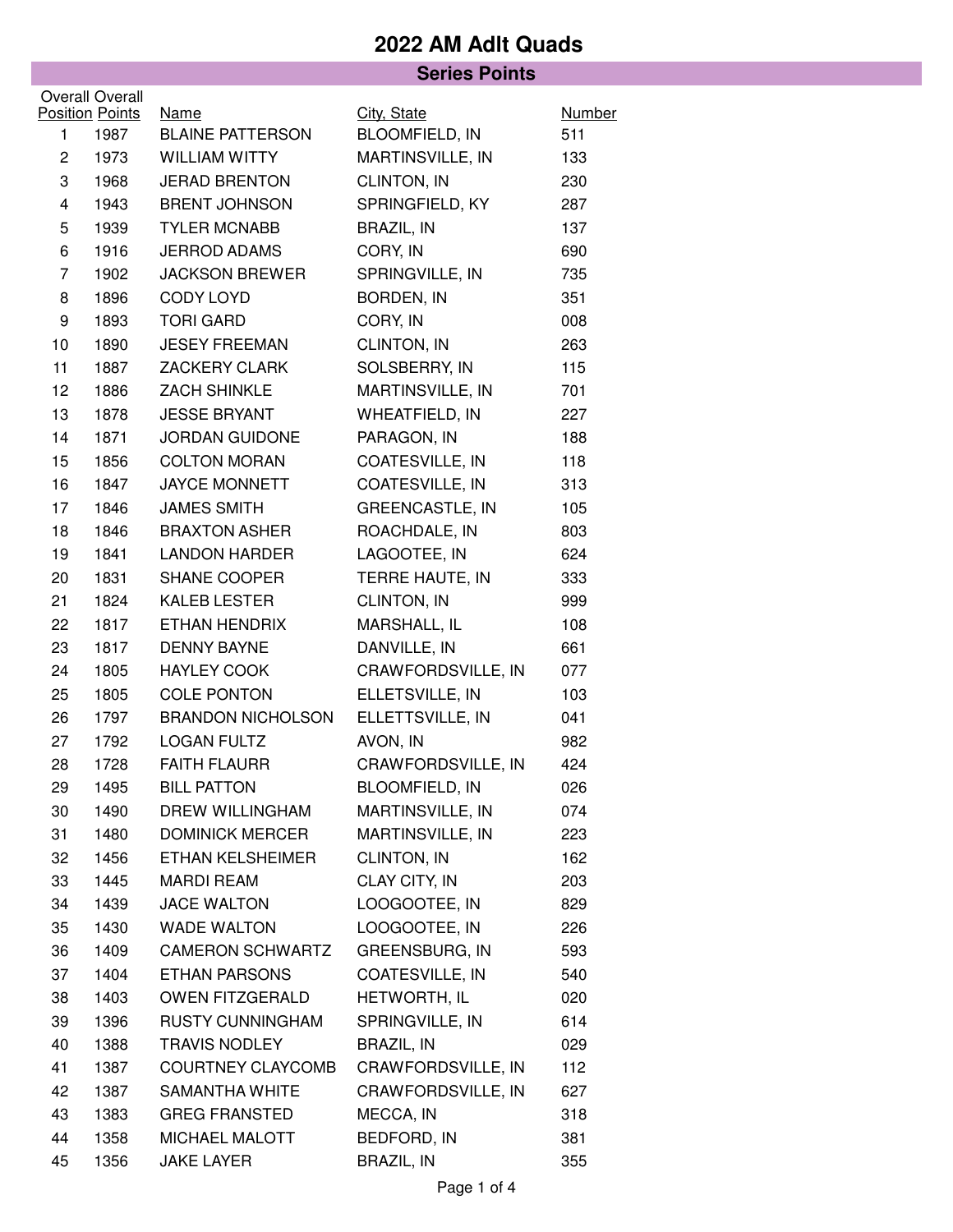# 2022 AM Adlt Quads

## Series Points

| Overall Position | Overall Points | Name | City, State | Number |
|---|---|---|---|---|
| 1 | 1987 | BLAINE PATTERSON | BLOOMFIELD, IN | 511 |
| 2 | 1973 | WILLIAM WITTY | MARTINSVILLE, IN | 133 |
| 3 | 1968 | JERAD BRENTON | CLINTON, IN | 230 |
| 4 | 1943 | BRENT JOHNSON | SPRINGFIELD, KY | 287 |
| 5 | 1939 | TYLER MCNABB | BRAZIL, IN | 137 |
| 6 | 1916 | JERROD ADAMS | CORY, IN | 690 |
| 7 | 1902 | JACKSON BREWER | SPRINGVILLE, IN | 735 |
| 8 | 1896 | CODY LOYD | BORDEN, IN | 351 |
| 9 | 1893 | TORI GARD | CORY, IN | 008 |
| 10 | 1890 | JESEY FREEMAN | CLINTON, IN | 263 |
| 11 | 1887 | ZACKERY CLARK | SOLSBERRY, IN | 115 |
| 12 | 1886 | ZACH SHINKLE | MARTINSVILLE, IN | 701 |
| 13 | 1878 | JESSE BRYANT | WHEATFIELD, IN | 227 |
| 14 | 1871 | JORDAN GUIDONE | PARAGON, IN | 188 |
| 15 | 1856 | COLTON MORAN | COATESVILLE, IN | 118 |
| 16 | 1847 | JAYCE MONNETT | COATESVILLE, IN | 313 |
| 17 | 1846 | JAMES SMITH | GREENCASTLE, IN | 105 |
| 18 | 1846 | BRAXTON ASHER | ROACHDALE, IN | 803 |
| 19 | 1841 | LANDON HARDER | LAGOOTEE, IN | 624 |
| 20 | 1831 | SHANE COOPER | TERRE HAUTE, IN | 333 |
| 21 | 1824 | KALEB LESTER | CLINTON, IN | 999 |
| 22 | 1817 | ETHAN HENDRIX | MARSHALL, IL | 108 |
| 23 | 1817 | DENNY BAYNE | DANVILLE, IN | 661 |
| 24 | 1805 | HAYLEY COOK | CRAWFORDSVILLE, IN | 077 |
| 25 | 1805 | COLE PONTON | ELLETSVILLE, IN | 103 |
| 26 | 1797 | BRANDON NICHOLSON | ELLETTSVILLE, IN | 041 |
| 27 | 1792 | LOGAN FULTZ | AVON, IN | 982 |
| 28 | 1728 | FAITH FLAURR | CRAWFORDSVILLE, IN | 424 |
| 29 | 1495 | BILL PATTON | BLOOMFIELD, IN | 026 |
| 30 | 1490 | DREW WILLINGHAM | MARTINSVILLE, IN | 074 |
| 31 | 1480 | DOMINICK MERCER | MARTINSVILLE, IN | 223 |
| 32 | 1456 | ETHAN KELSHEIMER | CLINTON, IN | 162 |
| 33 | 1445 | MARDI REAM | CLAY CITY, IN | 203 |
| 34 | 1439 | JACE WALTON | LOOGOOTEE, IN | 829 |
| 35 | 1430 | WADE WALTON | LOOGOOTEE, IN | 226 |
| 36 | 1409 | CAMERON SCHWARTZ | GREENSBURG, IN | 593 |
| 37 | 1404 | ETHAN PARSONS | COATESVILLE, IN | 540 |
| 38 | 1403 | OWEN FITZGERALD | HETWORTH, IL | 020 |
| 39 | 1396 | RUSTY CUNNINGHAM | SPRINGVILLE, IN | 614 |
| 40 | 1388 | TRAVIS NODLEY | BRAZIL, IN | 029 |
| 41 | 1387 | COURTNEY CLAYCOMB | CRAWFORDSVILLE, IN | 112 |
| 42 | 1387 | SAMANTHA WHITE | CRAWFORDSVILLE, IN | 627 |
| 43 | 1383 | GREG FRANSTED | MECCA, IN | 318 |
| 44 | 1358 | MICHAEL MALOTT | BEDFORD, IN | 381 |
| 45 | 1356 | JAKE LAYER | BRAZIL, IN | 355 |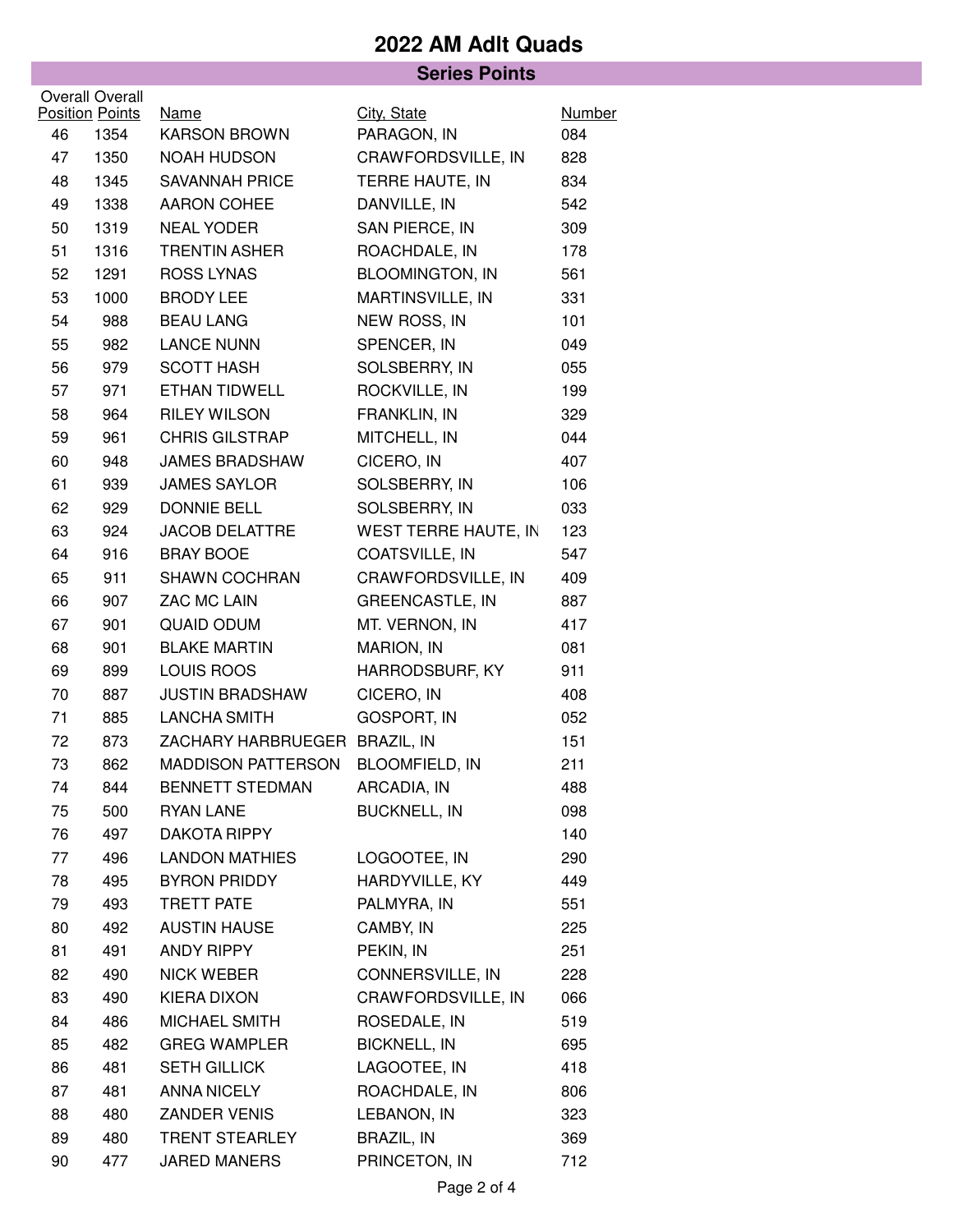# 2022 AM Adlt Quads

## Series Points

| Overall Position | Overall Points | Name | City, State | Number |
|---|---|---|---|---|
| 46 | 1354 | KARSON BROWN | PARAGON, IN | 084 |
| 47 | 1350 | NOAH HUDSON | CRAWFORDSVILLE, IN | 828 |
| 48 | 1345 | SAVANNAH PRICE | TERRE HAUTE, IN | 834 |
| 49 | 1338 | AARON COHEE | DANVILLE, IN | 542 |
| 50 | 1319 | NEAL YODER | SAN PIERCE, IN | 309 |
| 51 | 1316 | TRENTIN ASHER | ROACHDALE, IN | 178 |
| 52 | 1291 | ROSS LYNAS | BLOOMINGTON, IN | 561 |
| 53 | 1000 | BRODY LEE | MARTINSVILLE, IN | 331 |
| 54 | 988 | BEAU LANG | NEW ROSS, IN | 101 |
| 55 | 982 | LANCE NUNN | SPENCER, IN | 049 |
| 56 | 979 | SCOTT HASH | SOLSBERRY, IN | 055 |
| 57 | 971 | ETHAN TIDWELL | ROCKVILLE, IN | 199 |
| 58 | 964 | RILEY WILSON | FRANKLIN, IN | 329 |
| 59 | 961 | CHRIS GILSTRAP | MITCHELL, IN | 044 |
| 60 | 948 | JAMES BRADSHAW | CICERO, IN | 407 |
| 61 | 939 | JAMES SAYLOR | SOLSBERRY, IN | 106 |
| 62 | 929 | DONNIE BELL | SOLSBERRY, IN | 033 |
| 63 | 924 | JACOB DELATTRE | WEST TERRE HAUTE, IN | 123 |
| 64 | 916 | BRAY BOOE | COATSVILLE, IN | 547 |
| 65 | 911 | SHAWN COCHRAN | CRAWFORDSVILLE, IN | 409 |
| 66 | 907 | ZAC MC LAIN | GREENCASTLE, IN | 887 |
| 67 | 901 | QUAID ODUM | MT. VERNON, IN | 417 |
| 68 | 901 | BLAKE MARTIN | MARION, IN | 081 |
| 69 | 899 | LOUIS ROOS | HARRODSBURF, KY | 911 |
| 70 | 887 | JUSTIN BRADSHAW | CICERO, IN | 408 |
| 71 | 885 | LANCHA SMITH | GOSPORT, IN | 052 |
| 72 | 873 | ZACHARY HARBRUEGER | BRAZIL, IN | 151 |
| 73 | 862 | MADDISON PATTERSON | BLOOMFIELD, IN | 211 |
| 74 | 844 | BENNETT STEDMAN | ARCADIA, IN | 488 |
| 75 | 500 | RYAN LANE | BUCKNELL, IN | 098 |
| 76 | 497 | DAKOTA RIPPY | | 140 |
| 77 | 496 | LANDON MATHIES | LOGOOTEE, IN | 290 |
| 78 | 495 | BYRON PRIDDY | HARDYVILLE, KY | 449 |
| 79 | 493 | TRETT PATE | PALMYRA, IN | 551 |
| 80 | 492 | AUSTIN HAUSE | CAMBY, IN | 225 |
| 81 | 491 | ANDY RIPPY | PEKIN, IN | 251 |
| 82 | 490 | NICK WEBER | CONNERSVILLE, IN | 228 |
| 83 | 490 | KIERA DIXON | CRAWFORDSVILLE, IN | 066 |
| 84 | 486 | MICHAEL SMITH | ROSEDALE, IN | 519 |
| 85 | 482 | GREG WAMPLER | BICKNELL, IN | 695 |
| 86 | 481 | SETH GILLICK | LAGOOTEE, IN | 418 |
| 87 | 481 | ANNA NICELY | ROACHDALE, IN | 806 |
| 88 | 480 | ZANDER VENIS | LEBANON, IN | 323 |
| 89 | 480 | TRENT STEARLEY | BRAZIL, IN | 369 |
| 90 | 477 | JARED MANERS | PRINCETON, IN | 712 |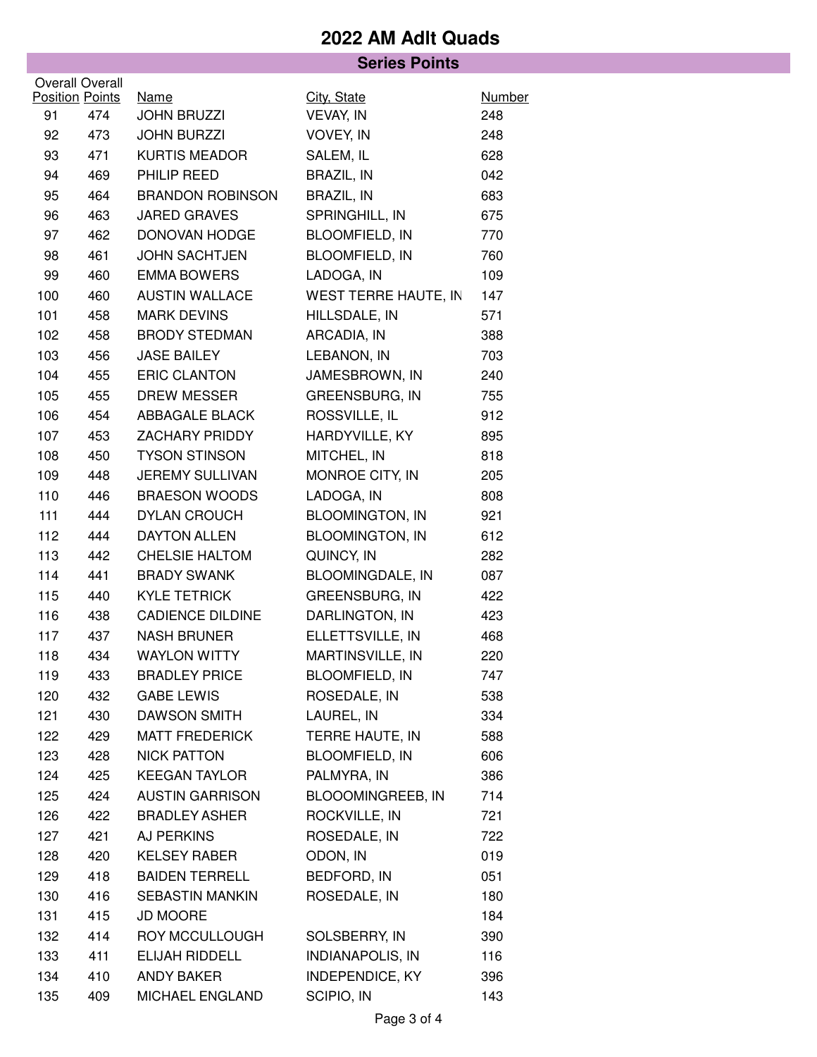# 2022 AM Adlt Quads

## Series Points

| Overall Position | Overall Points | Name | City, State | Number |
|---|---|---|---|---|
| 91 | 474 | JOHN BRUZZI | VEVAY, IN | 248 |
| 92 | 473 | JOHN BURZZI | VOVEY, IN | 248 |
| 93 | 471 | KURTIS MEADOR | SALEM, IL | 628 |
| 94 | 469 | PHILIP REED | BRAZIL, IN | 042 |
| 95 | 464 | BRANDON ROBINSON | BRAZIL, IN | 683 |
| 96 | 463 | JARED GRAVES | SPRINGHILL, IN | 675 |
| 97 | 462 | DONOVAN HODGE | BLOOMFIELD, IN | 770 |
| 98 | 461 | JOHN SACHTJEN | BLOOMFIELD, IN | 760 |
| 99 | 460 | EMMA BOWERS | LADOGA, IN | 109 |
| 100 | 460 | AUSTIN WALLACE | WEST TERRE HAUTE, IN | 147 |
| 101 | 458 | MARK DEVINS | HILLSDALE, IN | 571 |
| 102 | 458 | BRODY STEDMAN | ARCADIA, IN | 388 |
| 103 | 456 | JASE BAILEY | LEBANON, IN | 703 |
| 104 | 455 | ERIC CLANTON | JAMESBROWN, IN | 240 |
| 105 | 455 | DREW MESSER | GREENSBURG, IN | 755 |
| 106 | 454 | ABBAGALE BLACK | ROSSVILLE, IL | 912 |
| 107 | 453 | ZACHARY PRIDDY | HARDYVILLE, KY | 895 |
| 108 | 450 | TYSON STINSON | MITCHEL, IN | 818 |
| 109 | 448 | JEREMY SULLIVAN | MONROE CITY, IN | 205 |
| 110 | 446 | BRAESON WOODS | LADOGA, IN | 808 |
| 111 | 444 | DYLAN CROUCH | BLOOMINGTON, IN | 921 |
| 112 | 444 | DAYTON ALLEN | BLOOMINGTON, IN | 612 |
| 113 | 442 | CHELSIE HALTOM | QUINCY, IN | 282 |
| 114 | 441 | BRADY SWANK | BLOOMINGDALE, IN | 087 |
| 115 | 440 | KYLE TETRICK | GREENSBURG, IN | 422 |
| 116 | 438 | CADIENCE DILDINE | DARLINGTON, IN | 423 |
| 117 | 437 | NASH BRUNER | ELLETTSVILLE, IN | 468 |
| 118 | 434 | WAYLON WITTY | MARTINSVILLE, IN | 220 |
| 119 | 433 | BRADLEY PRICE | BLOOMFIELD, IN | 747 |
| 120 | 432 | GABE LEWIS | ROSEDALE, IN | 538 |
| 121 | 430 | DAWSON SMITH | LAUREL, IN | 334 |
| 122 | 429 | MATT FREDERICK | TERRE HAUTE, IN | 588 |
| 123 | 428 | NICK PATTON | BLOOMFIELD, IN | 606 |
| 124 | 425 | KEEGAN TAYLOR | PALMYRA, IN | 386 |
| 125 | 424 | AUSTIN GARRISON | BLOOOMINGREEB, IN | 714 |
| 126 | 422 | BRADLEY ASHER | ROCKVILLE, IN | 721 |
| 127 | 421 | AJ PERKINS | ROSEDALE, IN | 722 |
| 128 | 420 | KELSEY RABER | ODON, IN | 019 |
| 129 | 418 | BAIDEN TERRELL | BEDFORD, IN | 051 |
| 130 | 416 | SEBASTIN MANKIN | ROSEDALE, IN | 180 |
| 131 | 415 | JD MOORE | | 184 |
| 132 | 414 | ROY MCCULLOUGH | SOLSBERRY, IN | 390 |
| 133 | 411 | ELIJAH RIDDELL | INDIANAPOLIS, IN | 116 |
| 134 | 410 | ANDY BAKER | INDEPENDICE, KY | 396 |
| 135 | 409 | MICHAEL ENGLAND | SCIPIO, IN | 143 |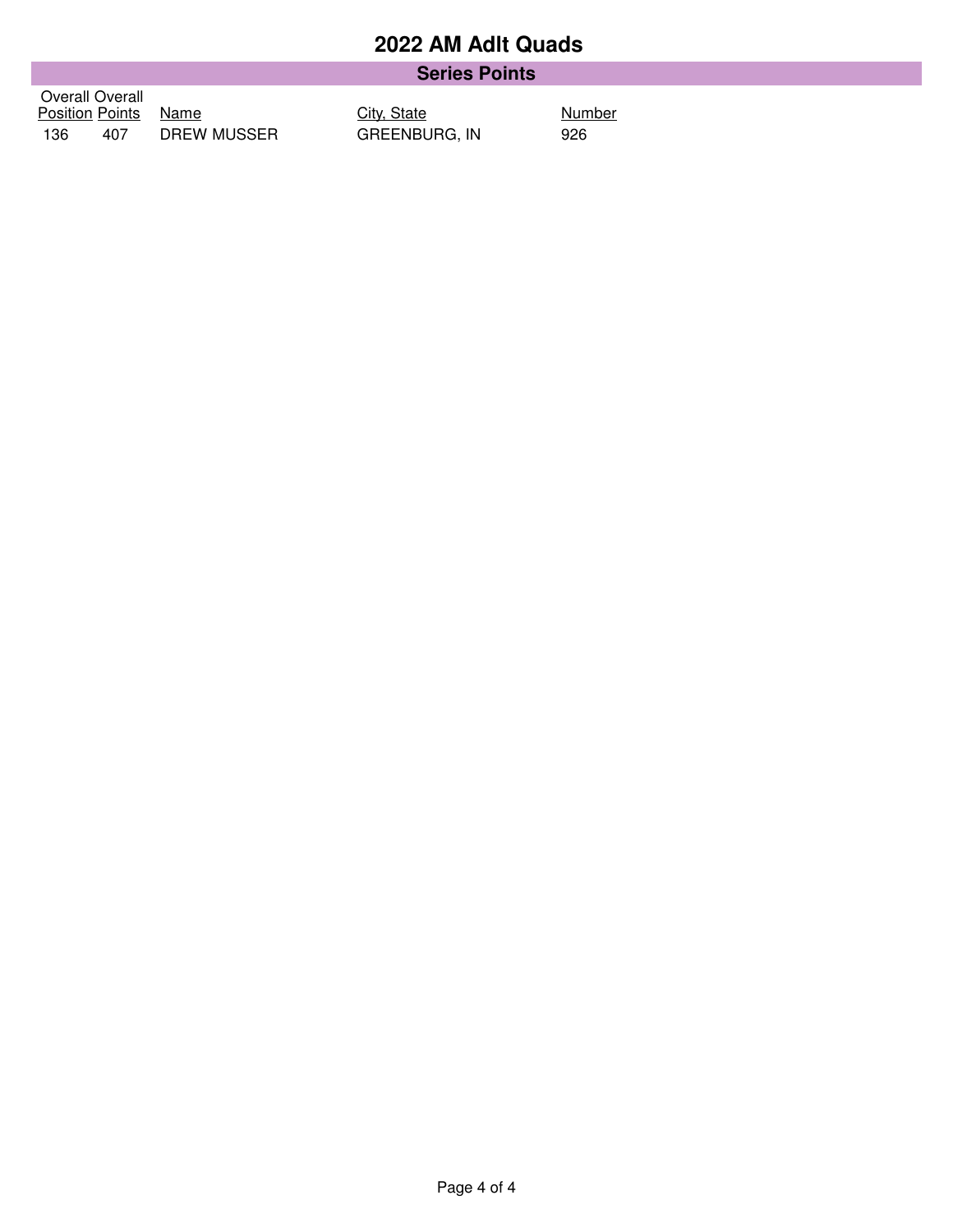# 2022 AM Adlt Quads

## Series Points

| Overall Position | Overall Points | Name | City, State | Number |
|---|---|---|---|---|
| 136 | 407 | DREW MUSSER | GREENBURG, IN | 926 |